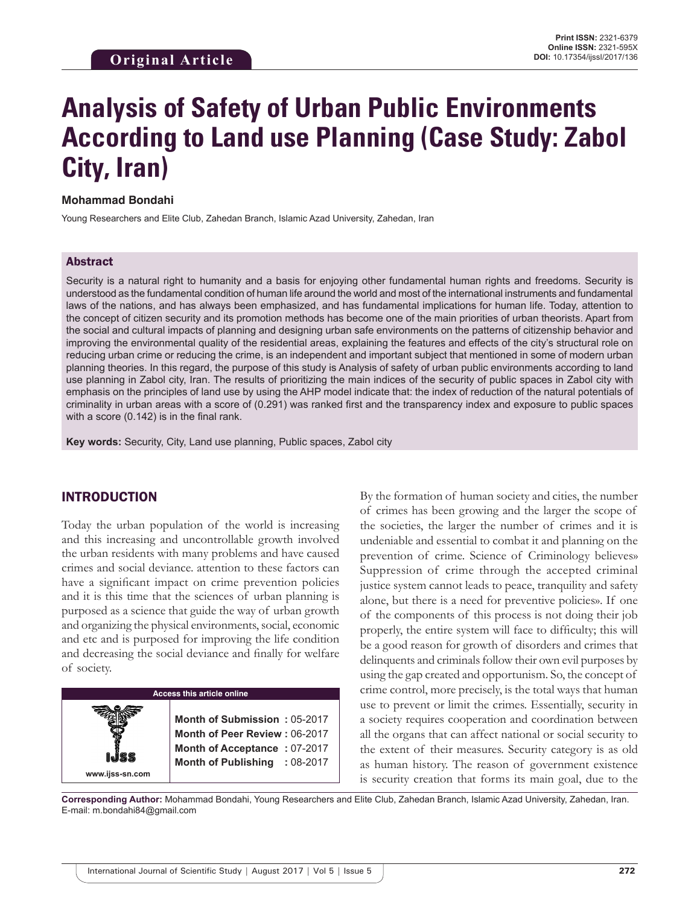**Original Article**

**Print ISSN:** 2321-6379
**Online ISSN:** 2321-595X
**DOI:** 10.17354/ijssI/2017/136

# Analysis of Safety of Urban Public Environments According to Land use Planning (Case Study: Zabol City, Iran)

**Mohammad Bondahi**

Young Researchers and Elite Club, Zahedan Branch, Islamic Azad University, Zahedan, Iran

## Abstract

Security is a natural right to humanity and a basis for enjoying other fundamental human rights and freedoms. Security is understood as the fundamental condition of human life around the world and most of the international instruments and fundamental laws of the nations, and has always been emphasized, and has fundamental implications for human life. Today, attention to the concept of citizen security and its promotion methods has become one of the main priorities of urban theorists. Apart from the social and cultural impacts of planning and designing urban safe environments on the patterns of citizenship behavior and improving the environmental quality of the residential areas, explaining the features and effects of the city's structural role on reducing urban crime or reducing the crime, is an independent and important subject that mentioned in some of modern urban planning theories. In this regard, the purpose of this study is Analysis of safety of urban public environments according to land use planning in Zabol city, Iran. The results of prioritizing the main indices of the security of public spaces in Zabol city with emphasis on the principles of land use by using the AHP model indicate that: the index of reduction of the natural potentials of criminality in urban areas with a score of (0.291) was ranked first and the transparency index and exposure to public spaces with a score (0.142) is in the final rank.

**Key words:** Security, City, Land use planning, Public spaces, Zabol city

## INTRODUCTION

Today the urban population of the world is increasing and this increasing and uncontrollable growth involved the urban residents with many problems and have caused crimes and social deviance. attention to these factors can have a significant impact on crime prevention policies and it is this time that the sciences of urban planning is purposed as a science that guide the way of urban growth and organizing the physical environments, social, economic and etc and is purposed for improving the life condition and decreasing the social deviance and finally for welfare of society.

| Access this article online | |
|---|---|
| www.ijss-sn.com | **Month of Submission :** 05-2017<br>**Month of Peer Review :** 06-2017<br>**Month of Acceptance :** 07-2017<br>**Month of Publishing :** 08-2017 |

By the formation of human society and cities, the number of crimes has been growing and the larger the scope of the societies, the larger the number of crimes and it is undeniable and essential to combat it and planning on the prevention of crime. Science of Criminology believes» Suppression of crime through the accepted criminal justice system cannot leads to peace, tranquility and safety alone, but there is a need for preventive policies». If one of the components of this process is not doing their job properly, the entire system will face to difficulty; this will be a good reason for growth of disorders and crimes that delinquents and criminals follow their own evil purposes by using the gap created and opportunism. So, the concept of crime control, more precisely, is the total ways that human use to prevent or limit the crimes. Essentially, security in a society requires cooperation and coordination between all the organs that can affect national or social security to the extent of their measures. Security category is as old as human history. The reason of government existence is security creation that forms its main goal, due to the

**Corresponding Author:** Mohammad Bondahi, Young Researchers and Elite Club, Zahedan Branch, Islamic Azad University, Zahedan, Iran. E-mail: m.bondahi84@gmail.com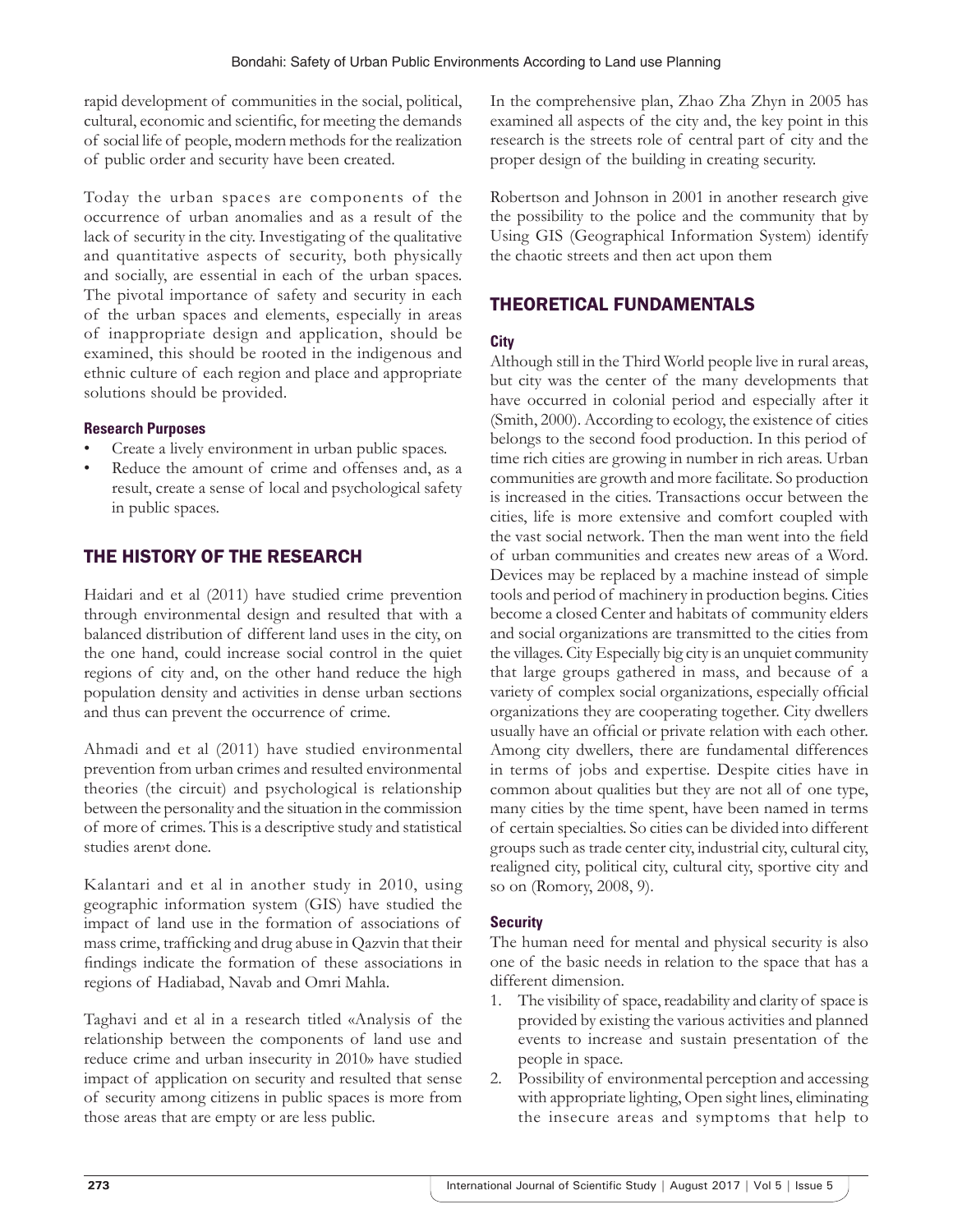rapid development of communities in the social, political, cultural, economic and scientific, for meeting the demands of social life of people, modern methods for the realization of public order and security have been created.

Today the urban spaces are components of the occurrence of urban anomalies and as a result of the lack of security in the city. Investigating of the qualitative and quantitative aspects of security, both physically and socially, are essential in each of the urban spaces. The pivotal importance of safety and security in each of the urban spaces and elements, especially in areas of inappropriate design and application, should be examined, this should be rooted in the indigenous and ethnic culture of each region and place and appropriate solutions should be provided.

### Research Purposes

- Create a lively environment in urban public spaces.
- Reduce the amount of crime and offenses and, as a result, create a sense of local and psychological safety in public spaces.

## THE HISTORY OF THE RESEARCH

Haidari and et al (2011) have studied crime prevention through environmental design and resulted that with a balanced distribution of different land uses in the city, on the one hand, could increase social control in the quiet regions of city and, on the other hand reduce the high population density and activities in dense urban sections and thus can prevent the occurrence of crime.

Ahmadi and et al (2011) have studied environmental prevention from urban crimes and resulted environmental theories (the circuit) and psychological is relationship between the personality and the situation in the commission of more of crimes. This is a descriptive study and statistical studies aren›t done.

Kalantari and et al in another study in 2010, using geographic information system (GIS) have studied the impact of land use in the formation of associations of mass crime, trafficking and drug abuse in Qazvin that their findings indicate the formation of these associations in regions of Hadiabad, Navab and Omri Mahla.

Taghavi and et al in a research titled «Analysis of the relationship between the components of land use and reduce crime and urban insecurity in 2010» have studied impact of application on security and resulted that sense of security among citizens in public spaces is more from those areas that are empty or are less public.

In the comprehensive plan, Zhao Zha Zhyn in 2005 has examined all aspects of the city and, the key point in this research is the streets role of central part of city and the proper design of the building in creating security.

Robertson and Johnson in 2001 in another research give the possibility to the police and the community that by Using GIS (Geographical Information System) identify the chaotic streets and then act upon them

## THEORETICAL FUNDAMENTALS

### City

Although still in the Third World people live in rural areas, but city was the center of the many developments that have occurred in colonial period and especially after it (Smith, 2000). According to ecology, the existence of cities belongs to the second food production. In this period of time rich cities are growing in number in rich areas. Urban communities are growth and more facilitate. So production is increased in the cities. Transactions occur between the cities, life is more extensive and comfort coupled with the vast social network. Then the man went into the field of urban communities and creates new areas of a Word. Devices may be replaced by a machine instead of simple tools and period of machinery in production begins. Cities become a closed Center and habitats of community elders and social organizations are transmitted to the cities from the villages. City Especially big city is an unquiet community that large groups gathered in mass, and because of a variety of complex social organizations, especially official organizations they are cooperating together. City dwellers usually have an official or private relation with each other. Among city dwellers, there are fundamental differences in terms of jobs and expertise. Despite cities have in common about qualities but they are not all of one type, many cities by the time spent, have been named in terms of certain specialties. So cities can be divided into different groups such as trade center city, industrial city, cultural city, realigned city, political city, cultural city, sportive city and so on (Romory, 2008, 9).

### Security

The human need for mental and physical security is also one of the basic needs in relation to the space that has a different dimension.

1. The visibility of space, readability and clarity of space is provided by existing the various activities and planned events to increase and sustain presentation of the people in space.
2. Possibility of environmental perception and accessing with appropriate lighting, Open sight lines, eliminating the insecure areas and symptoms that help to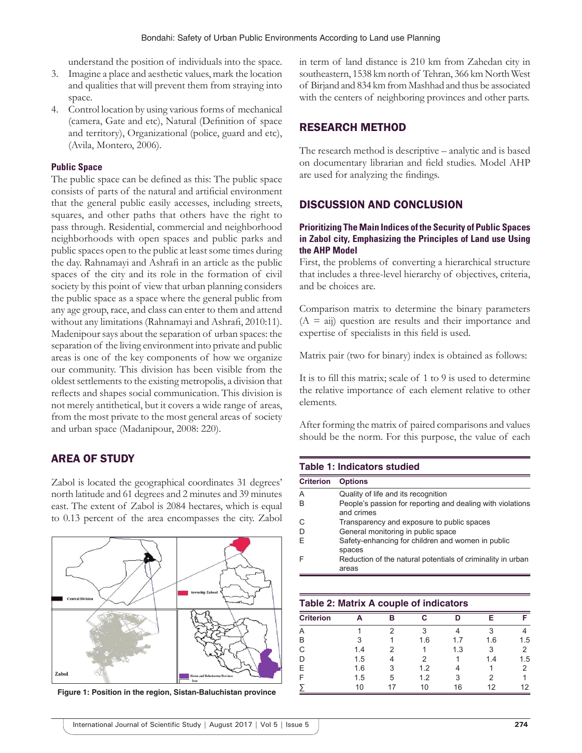understand the position of individuals into the space.

3. Imagine a place and aesthetic values, mark the location and qualities that will prevent them from straying into space.
4. Control location by using various forms of mechanical (camera, Gate and etc), Natural (Definition of space and territory), Organizational (police, guard and etc), (Avila, Montero, 2006).

### Public Space

The public space can be defined as this: The public space consists of parts of the natural and artificial environment that the general public easily accesses, including streets, squares, and other paths that others have the right to pass through. Residential, commercial and neighborhood neighborhoods with open spaces and public parks and public spaces open to the public at least some times during the day. Rahnamayi and Ashrafi in an article as the public spaces of the city and its role in the formation of civil society by this point of view that urban planning considers the public space as a space where the general public from any age group, race, and class can enter to them and attend without any limitations (Rahnamayi and Ashrafi, 2010:11). Madenipour says about the separation of urban spaces: the separation of the living environment into private and public areas is one of the key components of how we organize our community. This division has been visible from the oldest settlements to the existing metropolis, a division that reflects and shapes social communication. This division is not merely antithetical, but it covers a wide range of areas, from the most private to the most general areas of society and urban space (Madanipour, 2008: 220).

## AREA OF STUDY

Zabol is located the geographical coordinates 31 degrees' north latitude and 61 degrees and 2 minutes and 39 minutes east. The extent of Zabol is 2084 hectares, which is equal to 0.13 percent of the area encompasses the city. Zabol in term of land distance is 210 km from Zahedan city in southeastern, 1538 km north of Tehran, 366 km North West of Birjand and 834 km from Mashhad and thus be associated with the centers of neighboring provinces and other parts.

Figure 1: Position in the region, Sistan-Baluchistan province

## RESEARCH METHOD

The research method is descriptive – analytic and is based on documentary librarian and field studies. Model AHP are used for analyzing the findings.

## DISCUSSION AND CONCLUSION

### Prioritizing The Main Indices of the Security of Public Spaces in Zabol city, Emphasizing the Principles of Land use Using the AHP Model

First, the problems of converting a hierarchical structure that includes a three-level hierarchy of objectives, criteria, and be choices are.

Comparison matrix to determine the binary parameters (A = aij) question are results and their importance and expertise of specialists in this field is used.

Matrix pair (two for binary) index is obtained as follows:

It is to fill this matrix; scale of 1 to 9 is used to determine the relative importance of each element relative to other elements.

After forming the matrix of paired comparisons and values should be the norm. For this purpose, the value of each

**Table 1: Indicators studied**

| Criterion | Options |
|---|---|
| A | Quality of life and its recognition |
| B | People's passion for reporting and dealing with violations and crimes |
| C | Transparency and exposure to public spaces |
| D | General monitoring in public space |
| E | Safety-enhancing for children and women in public spaces |
| F | Reduction of the natural potentials of criminality in urban areas |

**Table 2: Matrix A couple of indicators**

| Criterion | A | B | C | D | E | F |
|---|---|---|---|---|---|---|
| A | 1 | 2 | 3 | 4 | 3 | 4 |
| B | 3 | 1 | 1.6 | 1.7 | 1.6 | 1.5 |
| C | 1.4 | 2 | 1 | 1.3 | 3 | 2 |
| D | 1.5 | 4 | 2 | 1 | 1.4 | 1.5 |
| E | 1.6 | 3 | 1.2 | 4 | 1 | 2 |
| F | 1.5 | 5 | 1.2 | 3 | 2 | 1 |
| ∑ | 10 | 17 | 10 | 16 | 12 | 12 |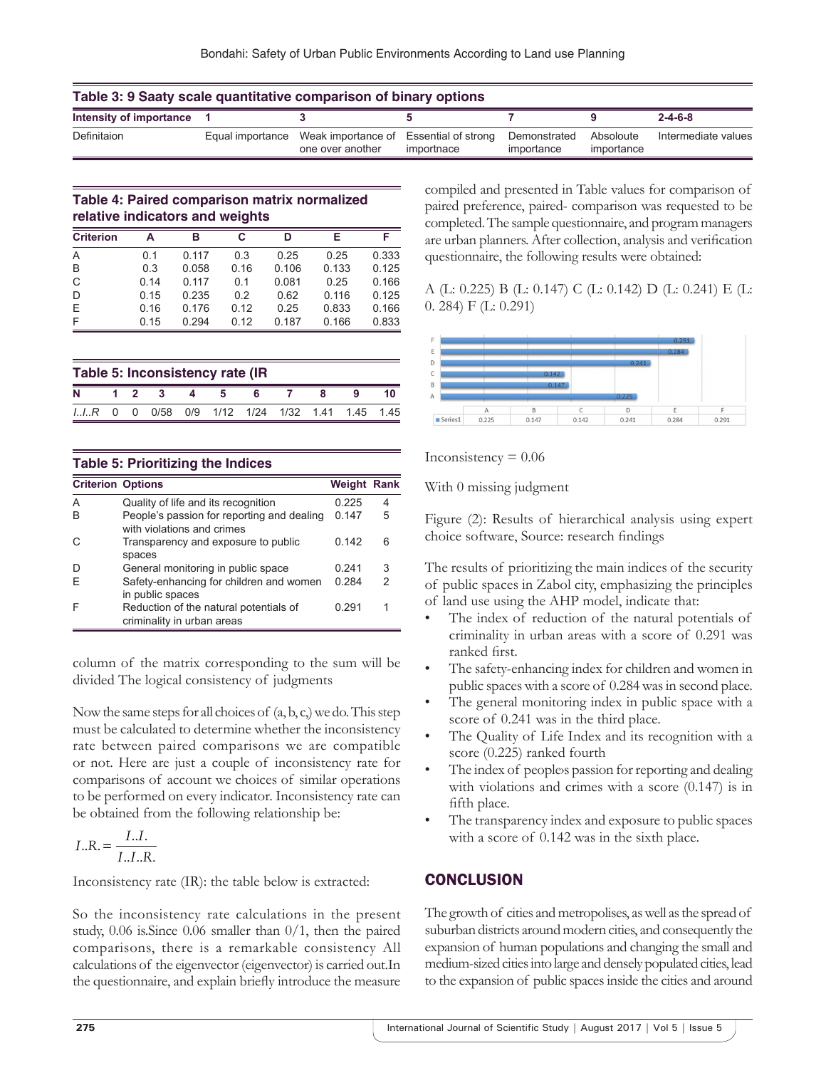**Table 3: 9 Saaty scale quantitative comparison of binary options**

| Intensity of importance | 1 | 3 | 5 | 7 | 9 | 2-4-6-8 |
|---|---|---|---|---|---|---|
| Definitaion | Equal importance | Weak importance of one over another | Essential of strong importnace | Demonstrated importance | Absoloute importance | Intermediate values |

**Table 4: Paired comparison matrix normalized relative indicators and weights**

| Criterion | A | B | C | D | E | F |
|---|---|---|---|---|---|---|
| A | 0.1 | 0.117 | 0.3 | 0.25 | 0.25 | 0.333 |
| B | 0.3 | 0.058 | 0.16 | 0.106 | 0.133 | 0.125 |
| C | 0.14 | 0.117 | 0.1 | 0.081 | 0.25 | 0.166 |
| D | 0.15 | 0.235 | 0.2 | 0.62 | 0.116 | 0.125 |
| E | 0.16 | 0.176 | 0.12 | 0.25 | 0.833 | 0.166 |
| F | 0.15 | 0.294 | 0.12 | 0.187 | 0.166 | 0.833 |

**Table 5: Inconsistency rate (IR**

| N | 1 | 2 | 3 | 4 | 5 | 6 | 7 | 8 | 9 | 10 |
|---|---|---|---|---|---|---|---|---|---|---|
| *I..I..R* | 0 | 0 | 0/58 | 0/9 | 1/12 | 1/24 | 1/32 | 1.41 | 1.45 | 1.45 |

**Table 5: Prioritizing the Indices**

| Criterion | Options | Weight | Rank |
|---|---|---|---|
| A | Quality of life and its recognition | 0.225 | 4 |
| B | People's passion for reporting and dealing with violations and crimes | 0.147 | 5 |
| C | Transparency and exposure to public spaces | 0.142 | 6 |
| D | General monitoring in public space | 0.241 | 3 |
| E | Safety-enhancing for children and women in public spaces | 0.284 | 2 |
| F | Reduction of the natural potentials of criminality in urban areas | 0.291 | 1 |

column of the matrix corresponding to the sum will be divided The logical consistency of judgments

Now the same steps for all choices of (a, b, c,) we do. This step must be calculated to determine whether the inconsistency rate between paired comparisons we are compatible or not. Here are just a couple of inconsistency rate for comparisons of account we choices of similar operations to be performed on every indicator. Inconsistency rate can be obtained from the following relationship be:

$$I..R. = \frac{I..I.}{I..I..R.}$$

Inconsistency rate (IR): the table below is extracted:

So the inconsistency rate calculations in the present study, 0.06 is.Since 0.06 smaller than 0/1, then the paired comparisons, there is a remarkable consistency All calculations of the eigenvector (eigenvector) is carried out.In the questionnaire, and explain briefly introduce the measure compiled and presented in Table values for comparison of paired preference, paired- comparison was requested to be completed. The sample questionnaire, and program managers are urban planners. After collection, analysis and verification questionnaire, the following results were obtained:

A (L: 0.225) B (L: 0.147) C (L: 0.142) D (L: 0.241) E (L: 0. 284) F (L: 0.291)

| | A | B | C | D | E | F |
|---|---|---|---|---|---|---|
| Series1 | 0.225 | 0.147 | 0.142 | 0.241 | 0.284 | 0.291 |

Inconsistency = 0.06

With 0 missing judgment

Figure (2): Results of hierarchical analysis using expert choice software, Source: research findings

The results of prioritizing the main indices of the security of public spaces in Zabol city, emphasizing the principles of land use using the AHP model, indicate that:

- The index of reduction of the natural potentials of criminality in urban areas with a score of 0.291 was ranked first.
- The safety-enhancing index for children and women in public spaces with a score of 0.284 was in second place.
- The general monitoring index in public space with a score of 0.241 was in the third place.
- The Quality of Life Index and its recognition with a score (0.225) ranked fourth
- The index of peoples passion for reporting and dealing with violations and crimes with a score (0.147) is in fifth place.
- The transparency index and exposure to public spaces with a score of 0.142 was in the sixth place.

## CONCLUSION

The growth of cities and metropolises, as well as the spread of suburban districts around modern cities, and consequently the expansion of human populations and changing the small and medium-sized cities into large and densely populated cities, lead to the expansion of public spaces inside the cities and around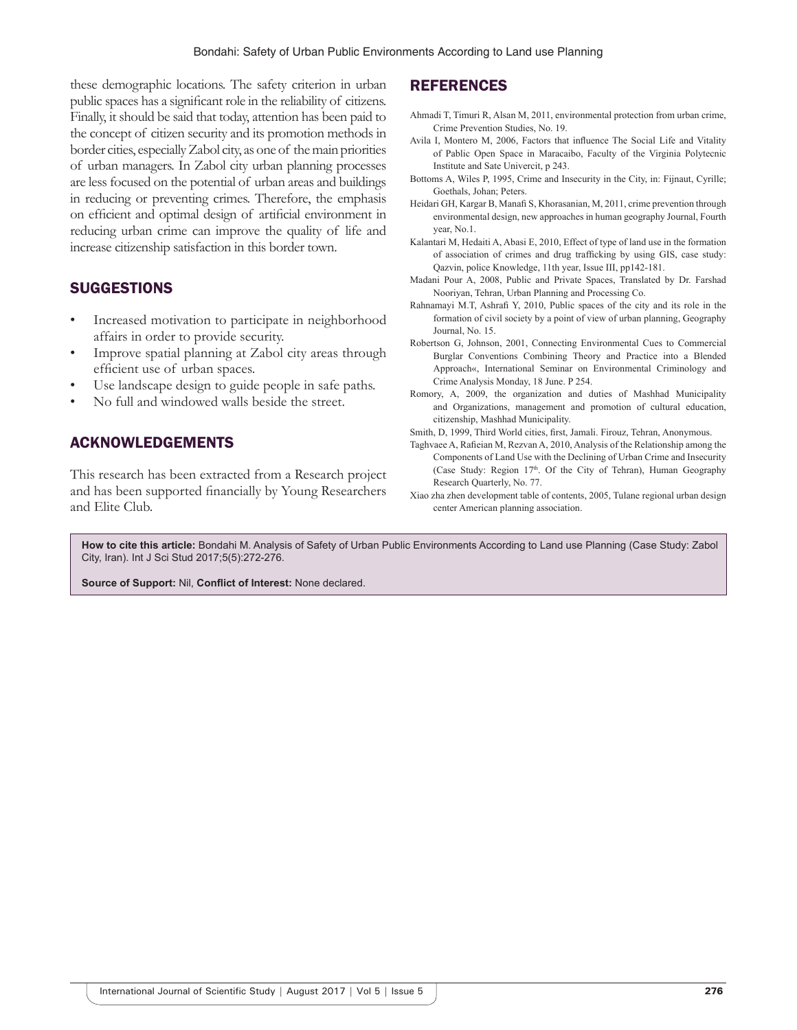these demographic locations. The safety criterion in urban public spaces has a significant role in the reliability of citizens. Finally, it should be said that today, attention has been paid to the concept of citizen security and its promotion methods in border cities, especially Zabol city, as one of the main priorities of urban managers. In Zabol city urban planning processes are less focused on the potential of urban areas and buildings in reducing or preventing crimes. Therefore, the emphasis on efficient and optimal design of artificial environment in reducing urban crime can improve the quality of life and increase citizenship satisfaction in this border town.

## SUGGESTIONS

- Increased motivation to participate in neighborhood affairs in order to provide security.
- Improve spatial planning at Zabol city areas through efficient use of urban spaces.
- Use landscape design to guide people in safe paths.
- No full and windowed walls beside the street.

## ACKNOWLEDGEMENTS

This research has been extracted from a Research project and has been supported financially by Young Researchers and Elite Club.

## REFERENCES

Ahmadi T, Timuri R, Alsan M, 2011, environmental protection from urban crime, Crime Prevention Studies, No. 19.

Avila I, Montero M, 2006, Factors that influence The Social Life and Vitality of Pablic Open Space in Maracaibo, Faculty of the Virginia Polytecnic Institute and Sate Univercit, p 243.

Bottoms A, Wiles P, 1995, Crime and Insecurity in the City, in: Fijnaut, Cyrille; Goethals, Johan; Peters.

Heidari GH, Kargar B, Manafi S, Khorasanian, M, 2011, crime prevention through environmental design, new approaches in human geography Journal, Fourth year, No.1.

Kalantari M, Hedaiti A, Abasi E, 2010, Effect of type of land use in the formation of association of crimes and drug trafficking by using GIS, case study: Qazvin, police Knowledge, 11th year, Issue III, pp142-181.

Madani Pour A, 2008, Public and Private Spaces, Translated by Dr. Farshad Nooriyan, Tehran, Urban Planning and Processing Co.

Rahnamayi M.T, Ashrafi Y, 2010, Public spaces of the city and its role in the formation of civil society by a point of view of urban planning, Geography Journal, No. 15.

Robertson G, Johnson, 2001, Connecting Environmental Cues to Commercial Burglar Conventions Combining Theory and Practice into a Blended Approach«, International Seminar on Environmental Criminology and Crime Analysis Monday, 18 June. P 254.

Romory, A, 2009, the organization and duties of Mashhad Municipality and Organizations, management and promotion of cultural education, citizenship, Mashhad Municipality.

Smith, D, 1999, Third World cities, first, Jamali. Firouz, Tehran, Anonymous.

Taghvaee A, Rafieian M, Rezvan A, 2010, Analysis of the Relationship among the Components of Land Use with the Declining of Urban Crime and Insecurity (Case Study: Region 17th. Of the City of Tehran), Human Geography Research Quarterly, No. 77.

Xiao zha zhen development table of contents, 2005, Tulane regional urban design center American planning association.

**How to cite this article:** Bondahi M. Analysis of Safety of Urban Public Environments According to Land use Planning (Case Study: Zabol City, Iran). Int J Sci Stud 2017;5(5):272-276.

**Source of Support:** Nil, **Conflict of Interest:** None declared.